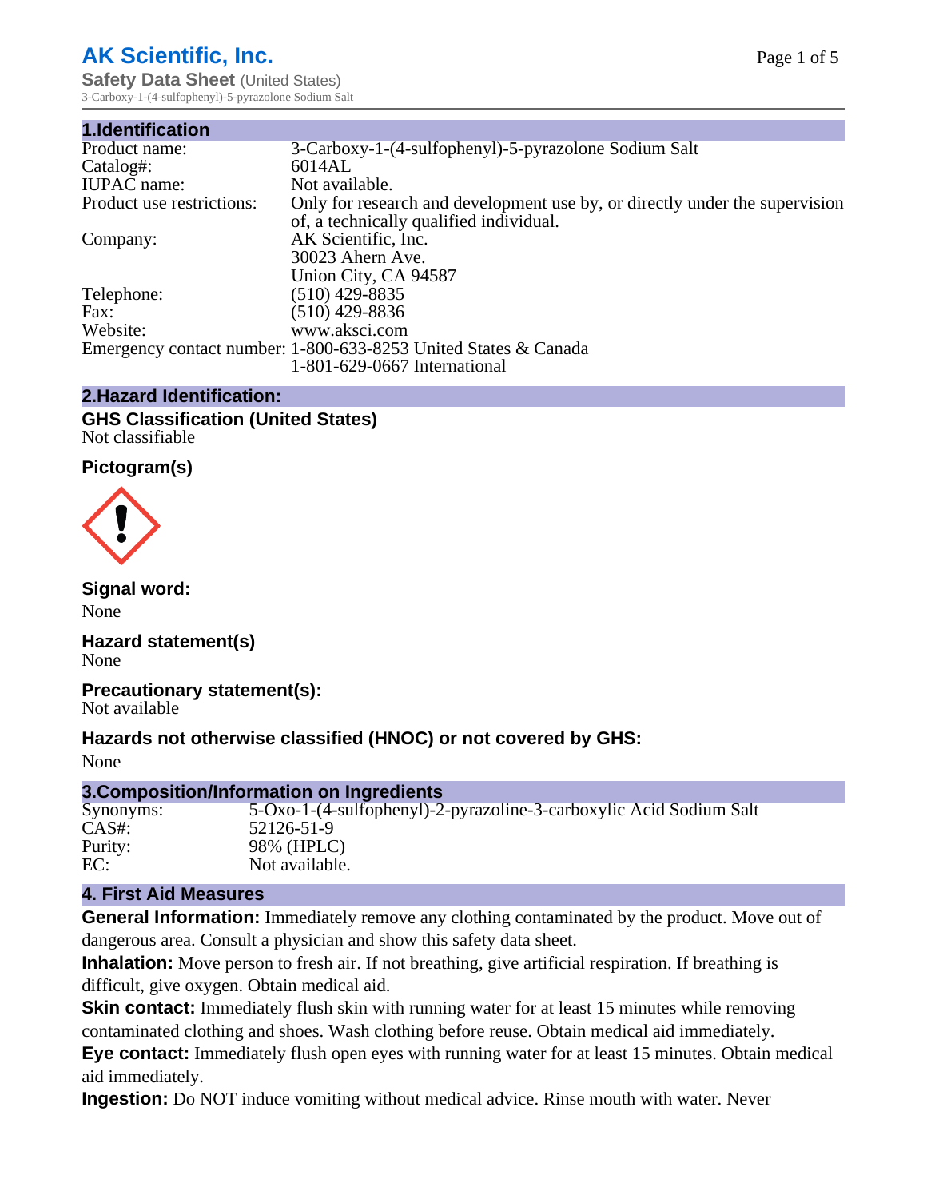# AK Scientific, Inc.

**Safety Data Sheet** (United States)
3-Carboxy-1-(4-sulfophenyl)-5-pyrazolone Sodium Salt

## 1.Identification

| | |
|---|---|
| Product name: | 3-Carboxy-1-(4-sulfophenyl)-5-pyrazolone Sodium Salt |
| Catalog#: | 6014AL |
| IUPAC name: | Not available. |
| Product use restrictions: | Only for research and development use by, or directly under the supervision of, a technically qualified individual. |
| Company: | AK Scientific, Inc.<br>30023 Ahern Ave.<br>Union City, CA 94587 |
| Telephone: | (510) 429-8835 |
| Fax: | (510) 429-8836 |
| Website: | www.aksci.com |
| Emergency contact number: | 1-800-633-8253 United States & Canada<br>1-801-629-0667 International |

## 2.Hazard Identification:

### GHS Classification (United States)

Not classifiable

### Pictogram(s)

### Signal word:

None

### Hazard statement(s)

None

### Precautionary statement(s):

Not available

### Hazards not otherwise classified (HNOC) or not covered by GHS:

None

## 3.Composition/Information on Ingredients

| | |
|---|---|
| Synonyms: | 5-Oxo-1-(4-sulfophenyl)-2-pyrazoline-3-carboxylic Acid Sodium Salt |
| CAS#: | 52126-51-9 |
| Purity: | 98% (HPLC) |
| EC: | Not available. |

## 4. First Aid Measures

**General Information:** Immediately remove any clothing contaminated by the product. Move out of dangerous area. Consult a physician and show this safety data sheet.

**Inhalation:** Move person to fresh air. If not breathing, give artificial respiration. If breathing is difficult, give oxygen. Obtain medical aid.

**Skin contact:** Immediately flush skin with running water for at least 15 minutes while removing contaminated clothing and shoes. Wash clothing before reuse. Obtain medical aid immediately.

**Eye contact:** Immediately flush open eyes with running water for at least 15 minutes. Obtain medical aid immediately.

**Ingestion:** Do NOT induce vomiting without medical advice. Rinse mouth with water. Never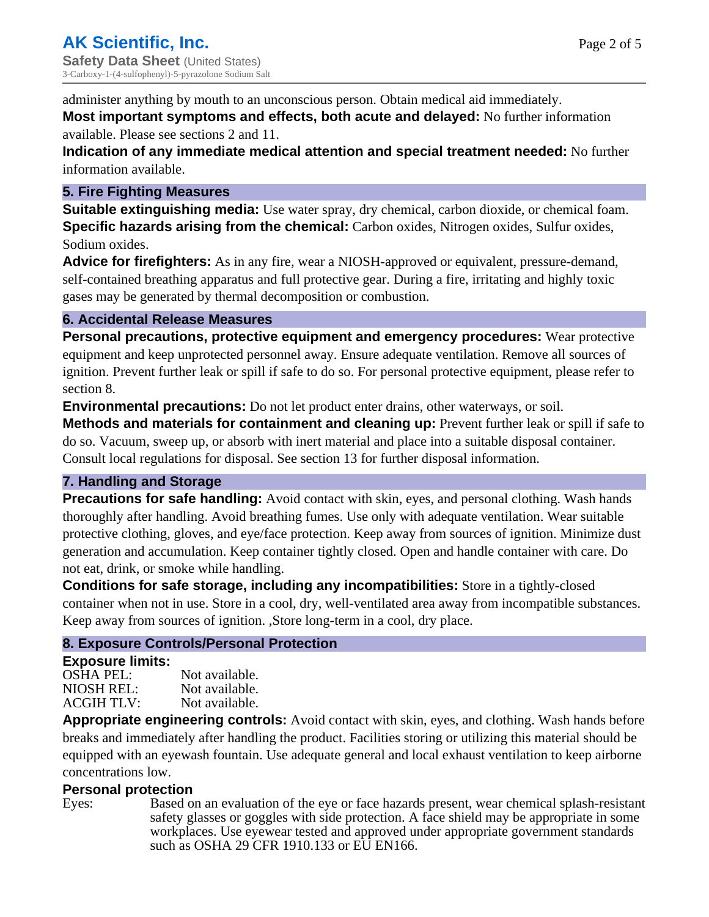administer anything by mouth to an unconscious person. Obtain medical aid immediately.

**Most important symptoms and effects, both acute and delayed:** No further information available. Please see sections 2 and 11.

**Indication of any immediate medical attention and special treatment needed:** No further information available.

## 5. Fire Fighting Measures

**Suitable extinguishing media:** Use water spray, dry chemical, carbon dioxide, or chemical foam.

**Specific hazards arising from the chemical:** Carbon oxides, Nitrogen oxides, Sulfur oxides, Sodium oxides.

**Advice for firefighters:** As in any fire, wear a NIOSH-approved or equivalent, pressure-demand, self-contained breathing apparatus and full protective gear. During a fire, irritating and highly toxic gases may be generated by thermal decomposition or combustion.

## 6. Accidental Release Measures

**Personal precautions, protective equipment and emergency procedures:** Wear protective equipment and keep unprotected personnel away. Ensure adequate ventilation. Remove all sources of ignition. Prevent further leak or spill if safe to do so. For personal protective equipment, please refer to section 8.

**Environmental precautions:** Do not let product enter drains, other waterways, or soil.

**Methods and materials for containment and cleaning up:** Prevent further leak or spill if safe to do so. Vacuum, sweep up, or absorb with inert material and place into a suitable disposal container. Consult local regulations for disposal. See section 13 for further disposal information.

## 7. Handling and Storage

**Precautions for safe handling:** Avoid contact with skin, eyes, and personal clothing. Wash hands thoroughly after handling. Avoid breathing fumes. Use only with adequate ventilation. Wear suitable protective clothing, gloves, and eye/face protection. Keep away from sources of ignition. Minimize dust generation and accumulation. Keep container tightly closed. Open and handle container with care. Do not eat, drink, or smoke while handling.

**Conditions for safe storage, including any incompatibilities:** Store in a tightly-closed container when not in use. Store in a cool, dry, well-ventilated area away from incompatible substances. Keep away from sources of ignition. ,Store long-term in a cool, dry place.

## 8. Exposure Controls/Personal Protection

**Exposure limits:**

| | |
|---|---|
| OSHA PEL: | Not available. |
| NIOSH REL: | Not available. |
| ACGIH TLV: | Not available. |

**Appropriate engineering controls:** Avoid contact with skin, eyes, and clothing. Wash hands before breaks and immediately after handling the product. Facilities storing or utilizing this material should be equipped with an eyewash fountain. Use adequate general and local exhaust ventilation to keep airborne concentrations low.

**Personal protection**

Eyes: Based on an evaluation of the eye or face hazards present, wear chemical splash-resistant safety glasses or goggles with side protection. A face shield may be appropriate in some workplaces. Use eyewear tested and approved under appropriate government standards such as OSHA 29 CFR 1910.133 or EU EN166.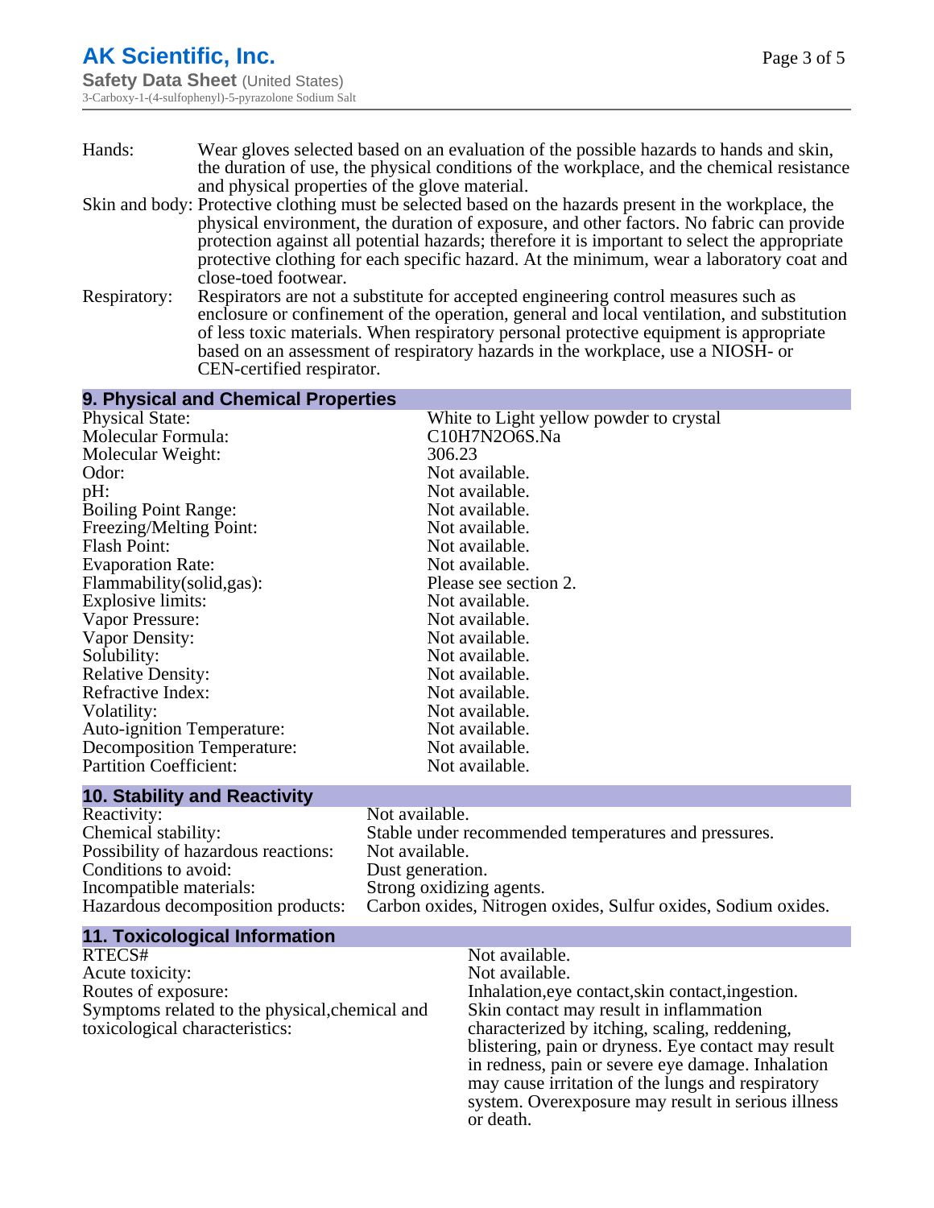Hands: Wear gloves selected based on an evaluation of the possible hazards to hands and skin, the duration of use, the physical conditions of the workplace, and the chemical resistance and physical properties of the glove material.

Skin and body: Protective clothing must be selected based on the hazards present in the workplace, the physical environment, the duration of exposure, and other factors. No fabric can provide protection against all potential hazards; therefore it is important to select the appropriate protective clothing for each specific hazard. At the minimum, wear a laboratory coat and close-toed footwear.

Respiratory: Respirators are not a substitute for accepted engineering control measures such as enclosure or confinement of the operation, general and local ventilation, and substitution of less toxic materials. When respiratory personal protective equipment is appropriate based on an assessment of respiratory hazards in the workplace, use a NIOSH- or CEN-certified respirator.

## 9. Physical and Chemical Properties

| | |
|---|---|
| Physical State: | White to Light yellow powder to crystal |
| Molecular Formula: | C10H7N2O6S.Na |
| Molecular Weight: | 306.23 |
| Odor: | Not available. |
| pH: | Not available. |
| Boiling Point Range: | Not available. |
| Freezing/Melting Point: | Not available. |
| Flash Point: | Not available. |
| Evaporation Rate: | Not available. |
| Flammability(solid,gas): | Please see section 2. |
| Explosive limits: | Not available. |
| Vapor Pressure: | Not available. |
| Vapor Density: | Not available. |
| Solubility: | Not available. |
| Relative Density: | Not available. |
| Refractive Index: | Not available. |
| Volatility: | Not available. |
| Auto-ignition Temperature: | Not available. |
| Decomposition Temperature: | Not available. |
| Partition Coefficient: | Not available. |

## 10. Stability and Reactivity

| | |
|---|---|
| Reactivity: | Not available. |
| Chemical stability: | Stable under recommended temperatures and pressures. |
| Possibility of hazardous reactions: | Not available. |
| Conditions to avoid: | Dust generation. |
| Incompatible materials: | Strong oxidizing agents. |
| Hazardous decomposition products: | Carbon oxides, Nitrogen oxides, Sulfur oxides, Sodium oxides. |

## 11. Toxicological Information

| | |
|---|---|
| RTECS# | Not available. |
| Acute toxicity: | Not available. |
| Routes of exposure: | Inhalation,eye contact,skin contact,ingestion. |
| Symptoms related to the physical,chemical and toxicological characteristics: | Skin contact may result in inflammation characterized by itching, scaling, reddening, blistering, pain or dryness. Eye contact may result in redness, pain or severe eye damage. Inhalation may cause irritation of the lungs and respiratory system. Overexposure may result in serious illness or death. |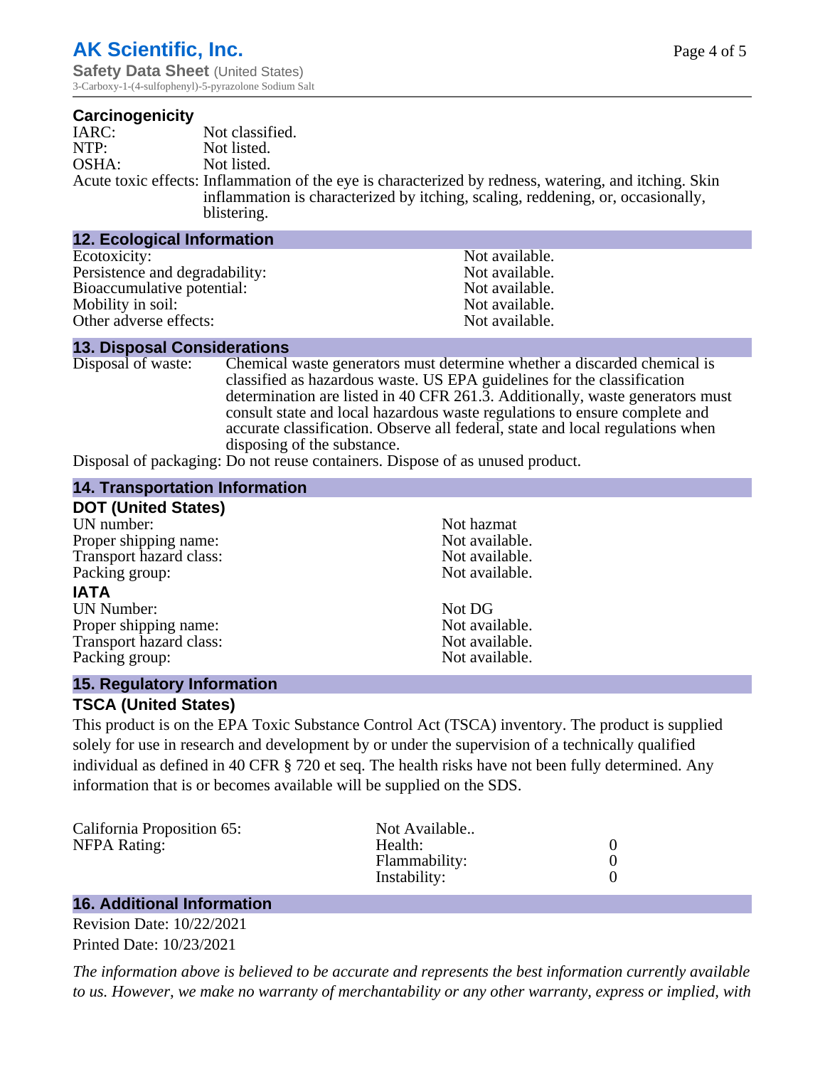### Carcinogenicity

| | |
|---|---|
| IARC: | Not classified. |
| NTP: | Not listed. |
| OSHA: | Not listed. |
| Acute toxic effects: | Inflammation of the eye is characterized by redness, watering, and itching. Skin inflammation is characterized by itching, scaling, reddening, or, occasionally, blistering. |

## 12. Ecological Information

| | |
|---|---|
| Ecotoxicity: | Not available. |
| Persistence and degradability: | Not available. |
| Bioaccumulative potential: | Not available. |
| Mobility in soil: | Not available. |
| Other adverse effects: | Not available. |

## 13. Disposal Considerations

Disposal of waste: Chemical waste generators must determine whether a discarded chemical is classified as hazardous waste. US EPA guidelines for the classification determination are listed in 40 CFR 261.3. Additionally, waste generators must consult state and local hazardous waste regulations to ensure complete and accurate classification. Observe all federal, state and local regulations when disposing of the substance.

Disposal of packaging: Do not reuse containers. Dispose of as unused product.

## 14. Transportation Information

### DOT (United States)

| | |
|---|---|
| UN number: | Not hazmat |
| Proper shipping name: | Not available. |
| Transport hazard class: | Not available. |
| Packing group: | Not available. |

### IATA

| | |
|---|---|
| UN Number: | Not DG |
| Proper shipping name: | Not available. |
| Transport hazard class: | Not available. |
| Packing group: | Not available. |

## 15. Regulatory Information

### TSCA (United States)

This product is on the EPA Toxic Substance Control Act (TSCA) inventory. The product is supplied solely for use in research and development by or under the supervision of a technically qualified individual as defined in 40 CFR § 720 et seq. The health risks have not been fully determined. Any information that is or becomes available will be supplied on the SDS.

| | | |
|---|---|---|
| California Proposition 65: | Not Available.. | |
| NFPA Rating: | Health: | 0 |
| | Flammability: | 0 |
| | Instability: | 0 |

## 16. Additional Information

Revision Date: 10/22/2021

Printed Date: 10/23/2021

*The information above is believed to be accurate and represents the best information currently available to us. However, we make no warranty of merchantability or any other warranty, express or implied, with*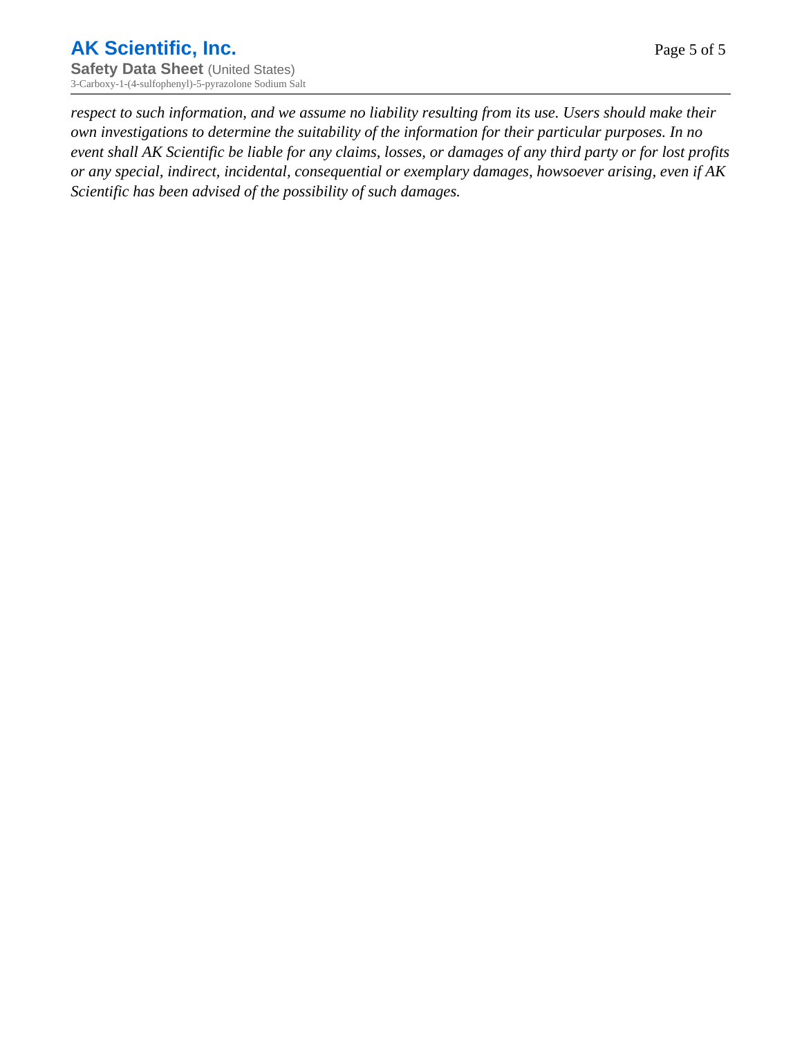*respect to such information, and we assume no liability resulting from its use. Users should make their own investigations to determine the suitability of the information for their particular purposes. In no event shall AK Scientific be liable for any claims, losses, or damages of any third party or for lost profits or any special, indirect, incidental, consequential or exemplary damages, howsoever arising, even if AK Scientific has been advised of the possibility of such damages.*